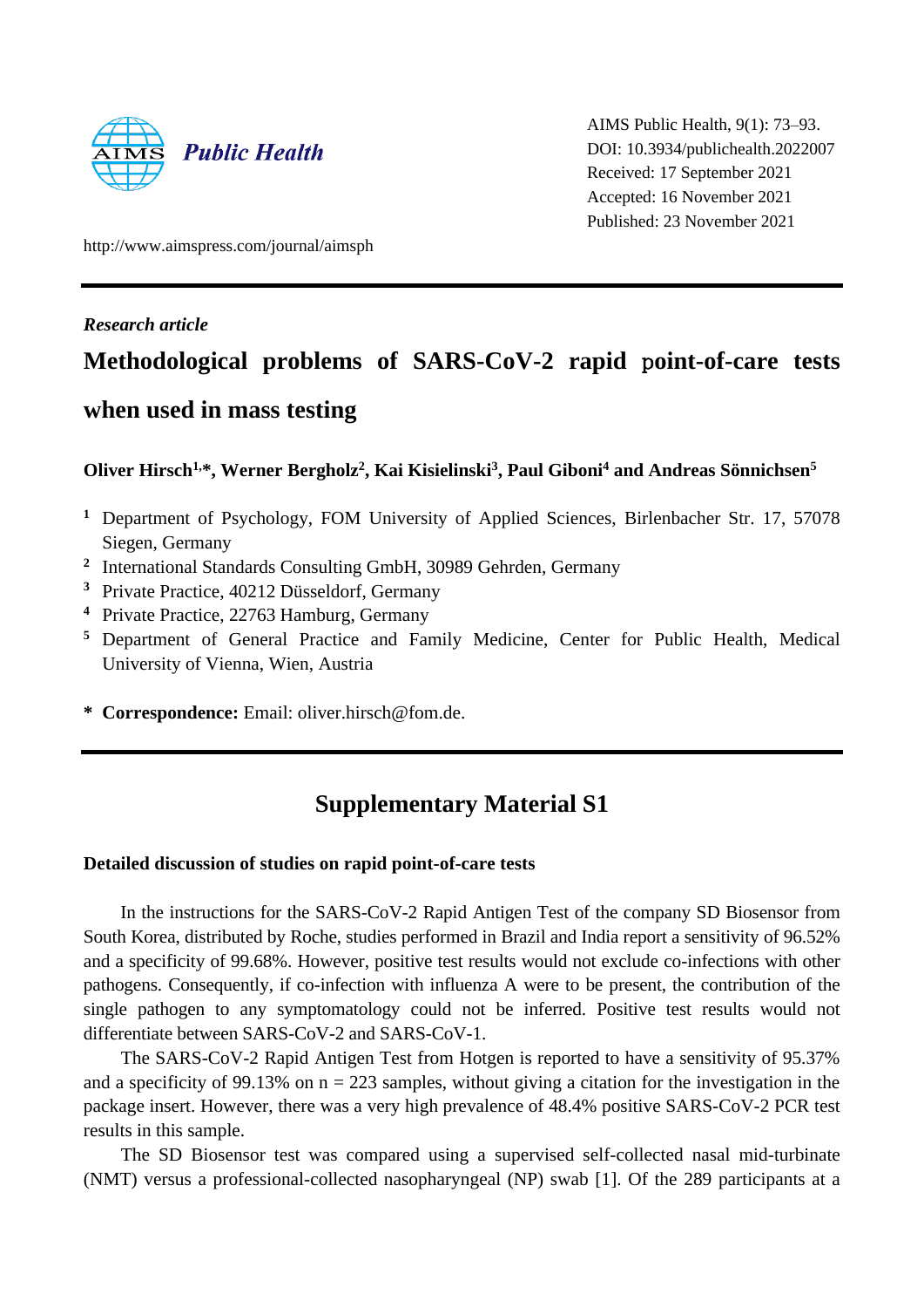AIMS Public Health, 9(1): 73–93.
DOI: 10.3934/publichealth.2022007
Received: 17 September 2021
Accepted: 16 November 2021
Published: 23 November 2021

http://www.aimspress.com/journal/aimsph

*Research article*

# Methodological problems of SARS-CoV-2 rapid point-of-care tests when used in mass testing

**Oliver Hirsch[1,*], Werner Bergholz[2], Kai Kisielinski[3], Paul Giboni[4] and Andreas Sönnichsen[5]**

[1] Department of Psychology, FOM University of Applied Sciences, Birlenbacher Str. 17, 57078 Siegen, Germany
[2] International Standards Consulting GmbH, 30989 Gehrden, Germany
[3] Private Practice, 40212 Düsseldorf, Germany
[4] Private Practice, 22763 Hamburg, Germany
[5] Department of General Practice and Family Medicine, Center for Public Health, Medical University of Vienna, Wien, Austria

\* **Correspondence:** Email: oliver.hirsch@fom.de.

## Supplementary Material S1

### Detailed discussion of studies on rapid point-of-care tests

In the instructions for the SARS-CoV-2 Rapid Antigen Test of the company SD Biosensor from South Korea, distributed by Roche, studies performed in Brazil and India report a sensitivity of 96.52% and a specificity of 99.68%. However, positive test results would not exclude co-infections with other pathogens. Consequently, if co-infection with influenza A were to be present, the contribution of the single pathogen to any symptomatology could not be inferred. Positive test results would not differentiate between SARS-CoV-2 and SARS-CoV-1.

The SARS-CoV-2 Rapid Antigen Test from Hotgen is reported to have a sensitivity of 95.37% and a specificity of 99.13% on n = 223 samples, without giving a citation for the investigation in the package insert. However, there was a very high prevalence of 48.4% positive SARS-CoV-2 PCR test results in this sample.

The SD Biosensor test was compared using a supervised self-collected nasal mid-turbinate (NMT) versus a professional-collected nasopharyngeal (NP) swab [1]. Of the 289 participants at a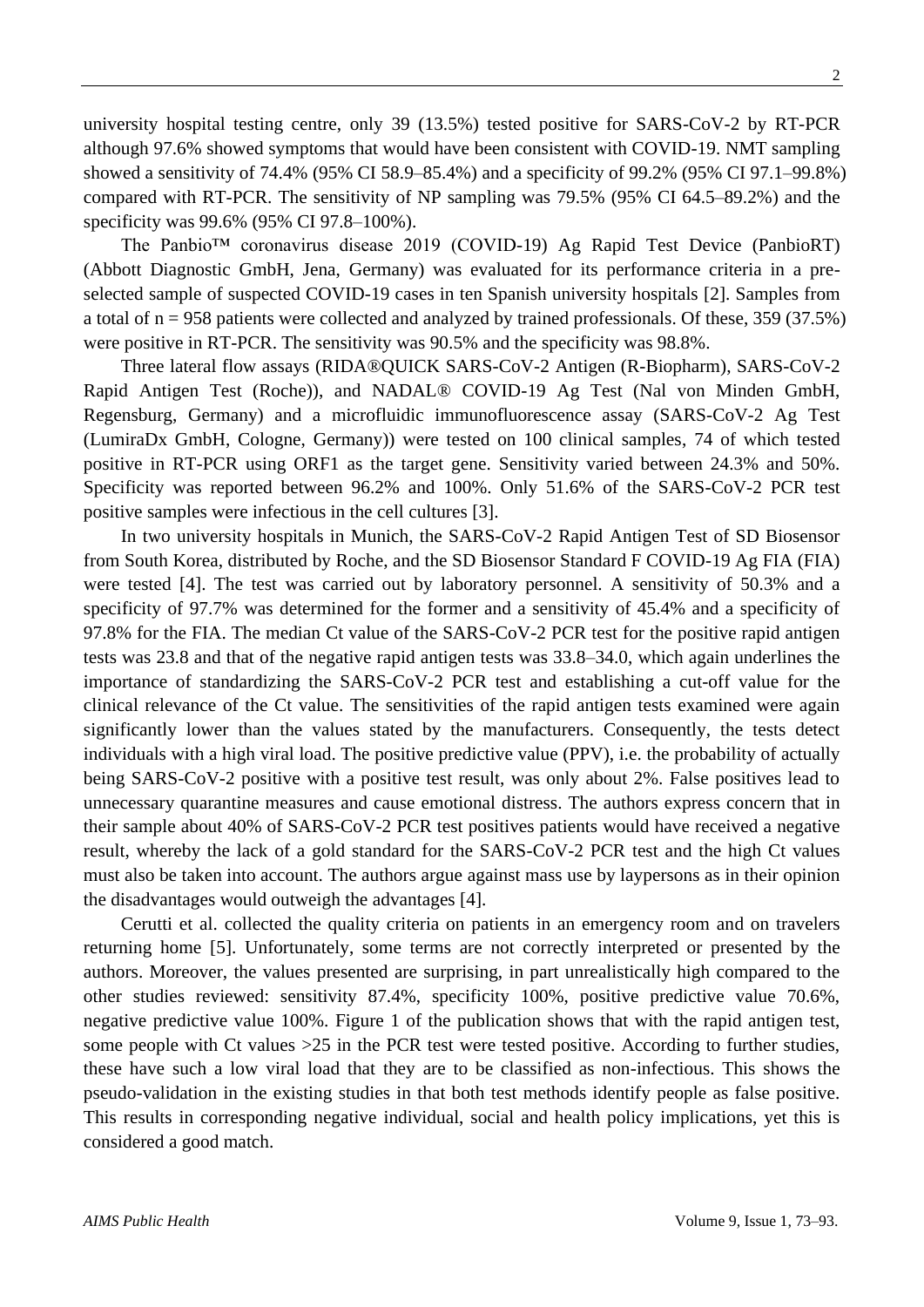university hospital testing centre, only 39 (13.5%) tested positive for SARS-CoV-2 by RT-PCR although 97.6% showed symptoms that would have been consistent with COVID-19. NMT sampling showed a sensitivity of 74.4% (95% CI 58.9–85.4%) and a specificity of 99.2% (95% CI 97.1–99.8%) compared with RT-PCR. The sensitivity of NP sampling was 79.5% (95% CI 64.5–89.2%) and the specificity was 99.6% (95% CI 97.8–100%).

The Panbio™ coronavirus disease 2019 (COVID-19) Ag Rapid Test Device (PanbioRT) (Abbott Diagnostic GmbH, Jena, Germany) was evaluated for its performance criteria in a pre-selected sample of suspected COVID-19 cases in ten Spanish university hospitals [2]. Samples from a total of n = 958 patients were collected and analyzed by trained professionals. Of these, 359 (37.5%) were positive in RT-PCR. The sensitivity was 90.5% and the specificity was 98.8%.

Three lateral flow assays (RIDA®QUICK SARS-CoV-2 Antigen (R-Biopharm), SARS-CoV-2 Rapid Antigen Test (Roche)), and NADAL® COVID-19 Ag Test (Nal von Minden GmbH, Regensburg, Germany) and a microfluidic immunofluorescence assay (SARS-CoV-2 Ag Test (LumiraDx GmbH, Cologne, Germany)) were tested on 100 clinical samples, 74 of which tested positive in RT-PCR using ORF1 as the target gene. Sensitivity varied between 24.3% and 50%. Specificity was reported between 96.2% and 100%. Only 51.6% of the SARS-CoV-2 PCR test positive samples were infectious in the cell cultures [3].

In two university hospitals in Munich, the SARS-CoV-2 Rapid Antigen Test of SD Biosensor from South Korea, distributed by Roche, and the SD Biosensor Standard F COVID-19 Ag FIA (FIA) were tested [4]. The test was carried out by laboratory personnel. A sensitivity of 50.3% and a specificity of 97.7% was determined for the former and a sensitivity of 45.4% and a specificity of 97.8% for the FIA. The median Ct value of the SARS-CoV-2 PCR test for the positive rapid antigen tests was 23.8 and that of the negative rapid antigen tests was 33.8–34.0, which again underlines the importance of standardizing the SARS-CoV-2 PCR test and establishing a cut-off value for the clinical relevance of the Ct value. The sensitivities of the rapid antigen tests examined were again significantly lower than the values stated by the manufacturers. Consequently, the tests detect individuals with a high viral load. The positive predictive value (PPV), i.e. the probability of actually being SARS-CoV-2 positive with a positive test result, was only about 2%. False positives lead to unnecessary quarantine measures and cause emotional distress. The authors express concern that in their sample about 40% of SARS-CoV-2 PCR test positives patients would have received a negative result, whereby the lack of a gold standard for the SARS-CoV-2 PCR test and the high Ct values must also be taken into account. The authors argue against mass use by laypersons as in their opinion the disadvantages would outweigh the advantages [4].

Cerutti et al. collected the quality criteria on patients in an emergency room and on travelers returning home [5]. Unfortunately, some terms are not correctly interpreted or presented by the authors. Moreover, the values presented are surprising, in part unrealistically high compared to the other studies reviewed: sensitivity 87.4%, specificity 100%, positive predictive value 70.6%, negative predictive value 100%. Figure 1 of the publication shows that with the rapid antigen test, some people with Ct values >25 in the PCR test were tested positive. According to further studies, these have such a low viral load that they are to be classified as non-infectious. This shows the pseudo-validation in the existing studies in that both test methods identify people as false positive. This results in corresponding negative individual, social and health policy implications, yet this is considered a good match.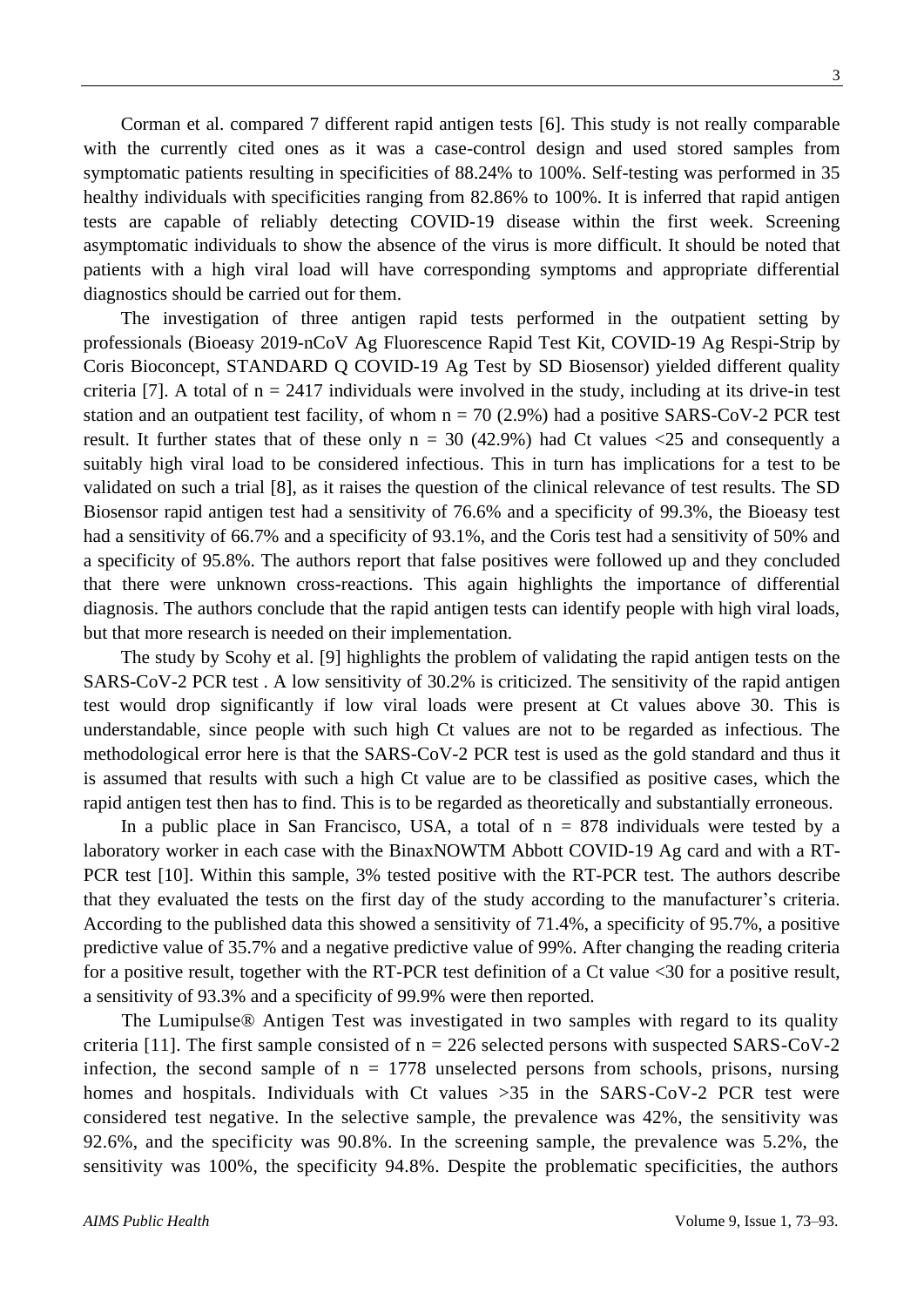Corman et al. compared 7 different rapid antigen tests [6]. This study is not really comparable with the currently cited ones as it was a case-control design and used stored samples from symptomatic patients resulting in specificities of 88.24% to 100%. Self-testing was performed in 35 healthy individuals with specificities ranging from 82.86% to 100%. It is inferred that rapid antigen tests are capable of reliably detecting COVID-19 disease within the first week. Screening asymptomatic individuals to show the absence of the virus is more difficult. It should be noted that patients with a high viral load will have corresponding symptoms and appropriate differential diagnostics should be carried out for them.

The investigation of three antigen rapid tests performed in the outpatient setting by professionals (Bioeasy 2019-nCoV Ag Fluorescence Rapid Test Kit, COVID-19 Ag Respi-Strip by Coris Bioconcept, STANDARD Q COVID-19 Ag Test by SD Biosensor) yielded different quality criteria [7]. A total of $n = 2417$ individuals were involved in the study, including at its drive-in test station and an outpatient test facility, of whom $n = 70$ (2.9%) had a positive SARS-CoV-2 PCR test result. It further states that of these only $n = 30$ (42.9%) had Ct values <25 and consequently a suitably high viral load to be considered infectious. This in turn has implications for a test to be validated on such a trial [8], as it raises the question of the clinical relevance of test results. The SD Biosensor rapid antigen test had a sensitivity of 76.6% and a specificity of 99.3%, the Bioeasy test had a sensitivity of 66.7% and a specificity of 93.1%, and the Coris test had a sensitivity of 50% and a specificity of 95.8%. The authors report that false positives were followed up and they concluded that there were unknown cross-reactions. This again highlights the importance of differential diagnosis. The authors conclude that the rapid antigen tests can identify people with high viral loads, but that more research is needed on their implementation.

The study by Scohy et al. [9] highlights the problem of validating the rapid antigen tests on the SARS-CoV-2 PCR test . A low sensitivity of 30.2% is criticized. The sensitivity of the rapid antigen test would drop significantly if low viral loads were present at Ct values above 30. This is understandable, since people with such high Ct values are not to be regarded as infectious. The methodological error here is that the SARS-CoV-2 PCR test is used as the gold standard and thus it is assumed that results with such a high Ct value are to be classified as positive cases, which the rapid antigen test then has to find. This is to be regarded as theoretically and substantially erroneous.

In a public place in San Francisco, USA, a total of $n = 878$ individuals were tested by a laboratory worker in each case with the BinaxNOWTM Abbott COVID-19 Ag card and with a RT-PCR test [10]. Within this sample, 3% tested positive with the RT-PCR test. The authors describe that they evaluated the tests on the first day of the study according to the manufacturer's criteria. According to the published data this showed a sensitivity of 71.4%, a specificity of 95.7%, a positive predictive value of 35.7% and a negative predictive value of 99%. After changing the reading criteria for a positive result, together with the RT-PCR test definition of a Ct value <30 for a positive result, a sensitivity of 93.3% and a specificity of 99.9% were then reported.

The Lumipulse® Antigen Test was investigated in two samples with regard to its quality criteria [11]. The first sample consisted of $n = 226$ selected persons with suspected SARS-CoV-2 infection, the second sample of $n = 1778$ unselected persons from schools, prisons, nursing homes and hospitals. Individuals with Ct values >35 in the SARS-CoV-2 PCR test were considered test negative. In the selective sample, the prevalence was 42%, the sensitivity was 92.6%, and the specificity was 90.8%. In the screening sample, the prevalence was 5.2%, the sensitivity was 100%, the specificity 94.8%. Despite the problematic specificities, the authors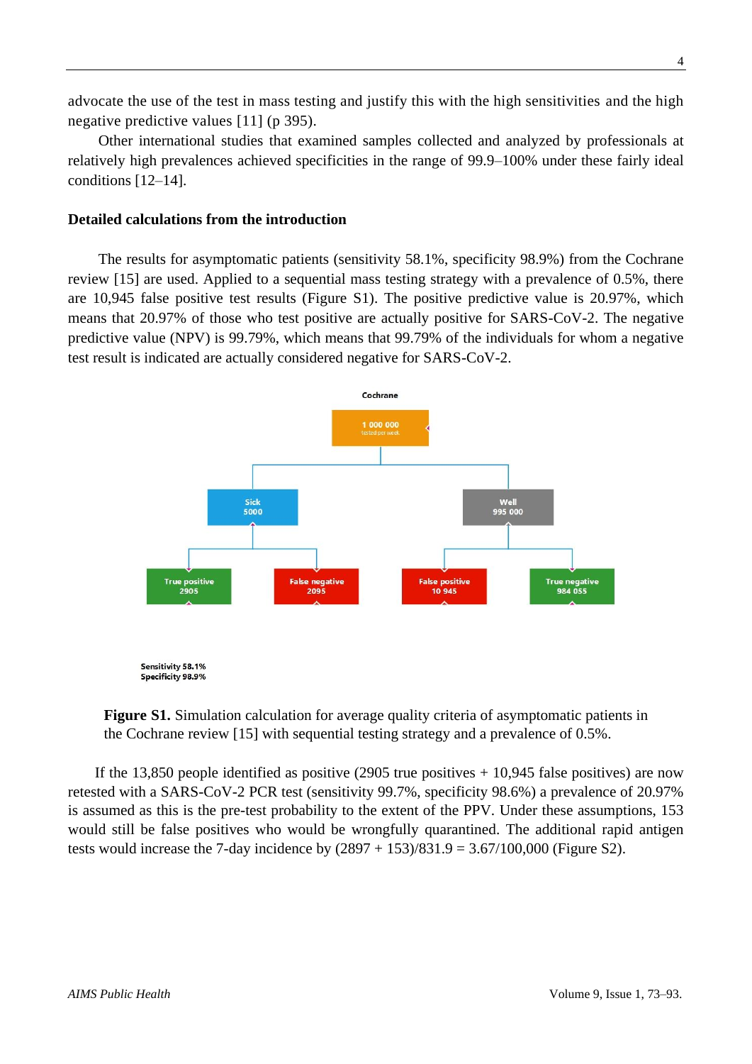advocate the use of the test in mass testing and justify this with the high sensitivities and the high negative predictive values [11] (p 395).

Other international studies that examined samples collected and analyzed by professionals at relatively high prevalences achieved specificities in the range of 99.9–100% under these fairly ideal conditions [12–14].

**Detailed calculations from the introduction**

The results for asymptomatic patients (sensitivity 58.1%, specificity 98.9%) from the Cochrane review [15] are used. Applied to a sequential mass testing strategy with a prevalence of 0.5%, there are 10,945 false positive test results (Figure S1). The positive predictive value is 20.97%, which means that 20.97% of those who test positive are actually positive for SARS-CoV-2. The negative predictive value (NPV) is 99.79%, which means that 99.79% of the individuals for whom a negative test result is indicated are actually considered negative for SARS-CoV-2.

Cochrane

1 000 000
tested per week

Sick
5000

Well
995 000

True positive
2905

False negative
2095

False positive
10 945

True negative
984 055

Sensitivity 58.1%
Specificity 98.9%

**Figure S1.** Simulation calculation for average quality criteria of asymptomatic patients in the Cochrane review [15] with sequential testing strategy and a prevalence of 0.5%.

If the 13,850 people identified as positive (2905 true positives + 10,945 false positives) are now retested with a SARS-CoV-2 PCR test (sensitivity 99.7%, specificity 98.6%) a prevalence of 20.97% is assumed as this is the pre-test probability to the extent of the PPV. Under these assumptions, 153 would still be false positives who would be wrongfully quarantined. The additional rapid antigen tests would increase the 7-day incidence by (2897 + 153)/831.9 = 3.67/100,000 (Figure S2).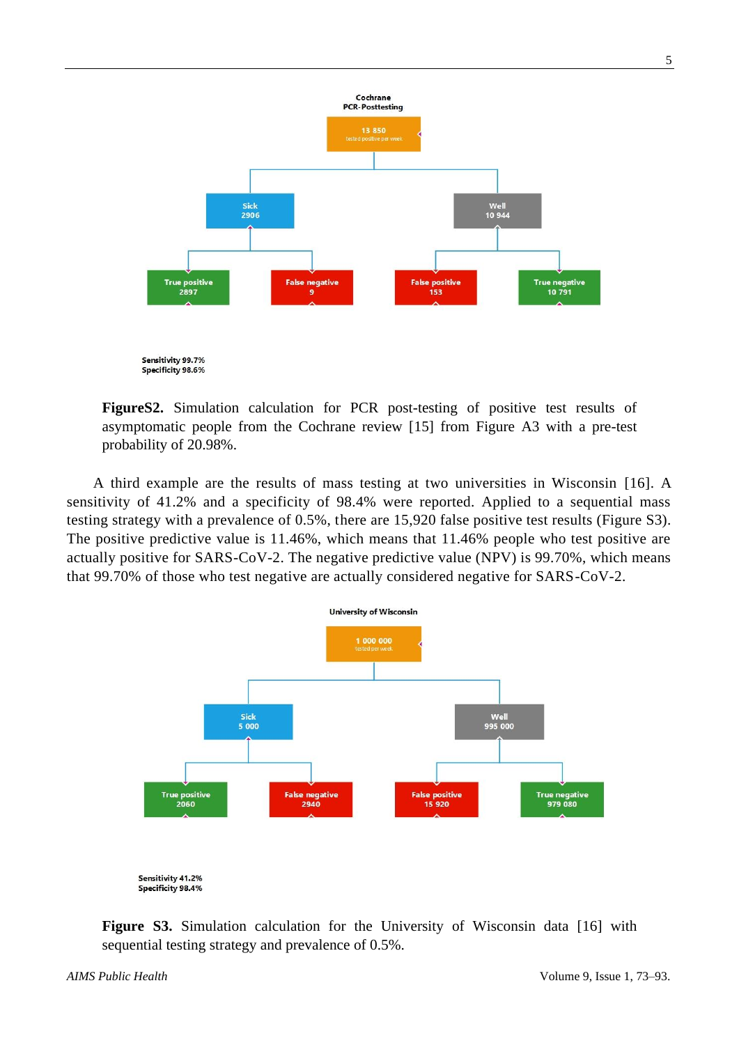Cochrane
PCR-Posttesting

13 850
tested positive per week

Sick
2906

Well
10 944

True positive
2897

False negative
9

False positive
153

True negative
10 791

Sensitivity 99.7%
Specificity 98.6%

**FigureS2.** Simulation calculation for PCR post-testing of positive test results of asymptomatic people from the Cochrane review [15] from Figure A3 with a pre-test probability of 20.98%.

A third example are the results of mass testing at two universities in Wisconsin [16]. A sensitivity of 41.2% and a specificity of 98.4% were reported. Applied to a sequential mass testing strategy with a prevalence of 0.5%, there are 15,920 false positive test results (Figure S3). The positive predictive value is 11.46%, which means that 11.46% people who test positive are actually positive for SARS-CoV-2. The negative predictive value (NPV) is 99.70%, which means that 99.70% of those who test negative are actually considered negative for SARS-CoV-2.

University of Wisconsin

1 000 000
tested per week

Sick
5 000

Well
995 000

True positive
2060

False negative
2940

False positive
15 920

True negative
979 080

Sensitivity 41.2%
Specificity 98.4%

**Figure S3.** Simulation calculation for the University of Wisconsin data [16] with sequential testing strategy and prevalence of 0.5%.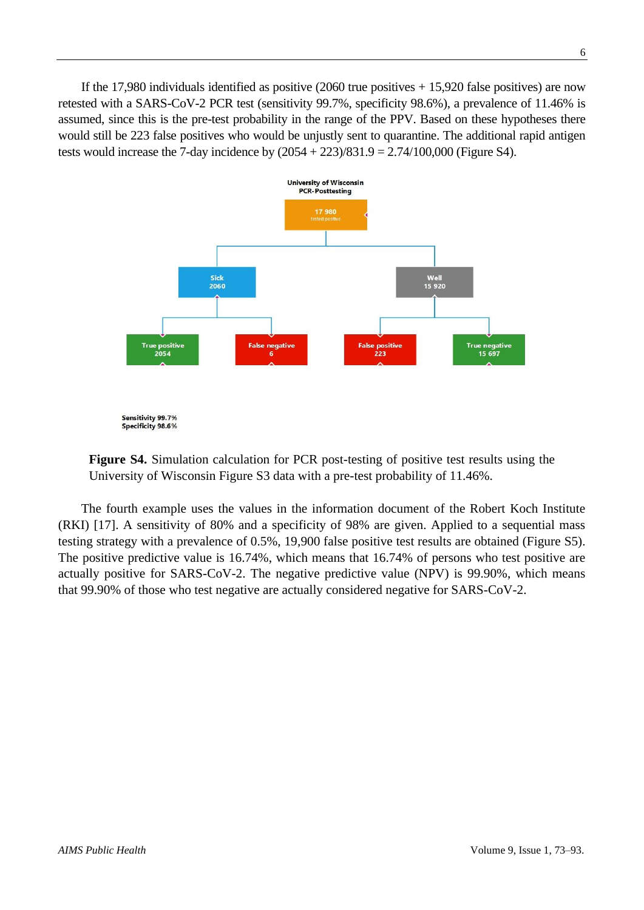If the 17,980 individuals identified as positive (2060 true positives + 15,920 false positives) are now retested with a SARS-CoV-2 PCR test (sensitivity 99.7%, specificity 98.6%), a prevalence of 11.46% is assumed, since this is the pre-test probability in the range of the PPV. Based on these hypotheses there would still be 223 false positives who would be unjustly sent to quarantine. The additional rapid antigen tests would increase the 7-day incidence by (2054 + 223)/831.9 = 2.74/100,000 (Figure S4).

University of Wisconsin
PCR-Posttesting

17 980
tested positive

Sick
2060

Well
15 920

True positive
2054

False negative
6

False positive
223

True negative
15 697

Sensitivity 99.7%
Specificity 98.6%

**Figure S4.** Simulation calculation for PCR post-testing of positive test results using the University of Wisconsin Figure S3 data with a pre-test probability of 11.46%.

The fourth example uses the values in the information document of the Robert Koch Institute (RKI) [17]. A sensitivity of 80% and a specificity of 98% are given. Applied to a sequential mass testing strategy with a prevalence of 0.5%, 19,900 false positive test results are obtained (Figure S5). The positive predictive value is 16.74%, which means that 16.74% of persons who test positive are actually positive for SARS-CoV-2. The negative predictive value (NPV) is 99.90%, which means that 99.90% of those who test negative are actually considered negative for SARS-CoV-2.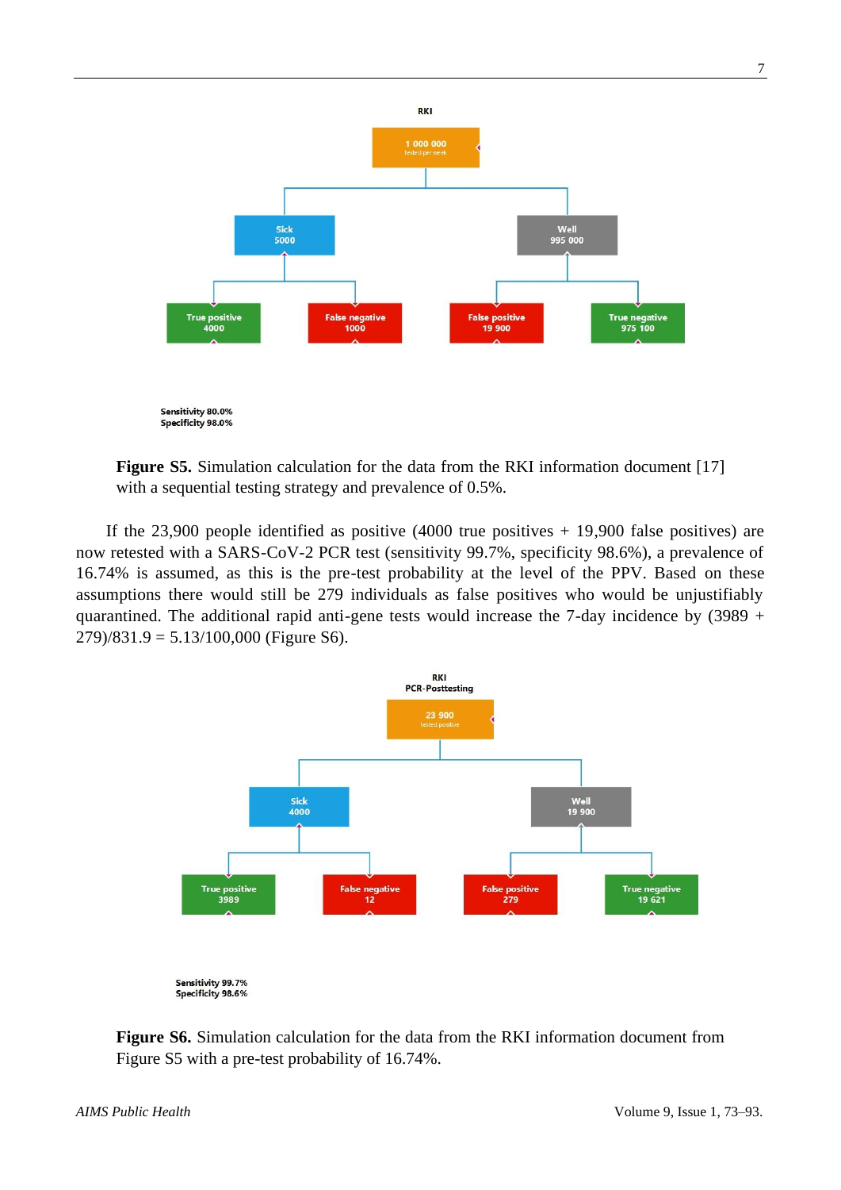RKI

1 000 000
tested per week

Sick
5000

Well
995 000

True positive
4000

False negative
1000

False positive
19 900

True negative
975 100

Sensitivity 80.0%
Specificity 98.0%

**Figure S5.** Simulation calculation for the data from the RKI information document [17] with a sequential testing strategy and prevalence of 0.5%.

If the 23,900 people identified as positive (4000 true positives + 19,900 false positives) are now retested with a SARS-CoV-2 PCR test (sensitivity 99.7%, specificity 98.6%), a prevalence of 16.74% is assumed, as this is the pre-test probability at the level of the PPV. Based on these assumptions there would still be 279 individuals as false positives who would be unjustifiably quarantined. The additional rapid anti-gene tests would increase the 7-day incidence by (3989 + 279)/831.9 = 5.13/100,000 (Figure S6).

RKI
PCR-Posttesting

23 900
tested positive

Sick
4000

Well
19 900

True positive
3989

False negative
12

False positive
279

True negative
19 621

Sensitivity 99.7%
Specificity 98.6%

**Figure S6.** Simulation calculation for the data from the RKI information document from Figure S5 with a pre-test probability of 16.74%.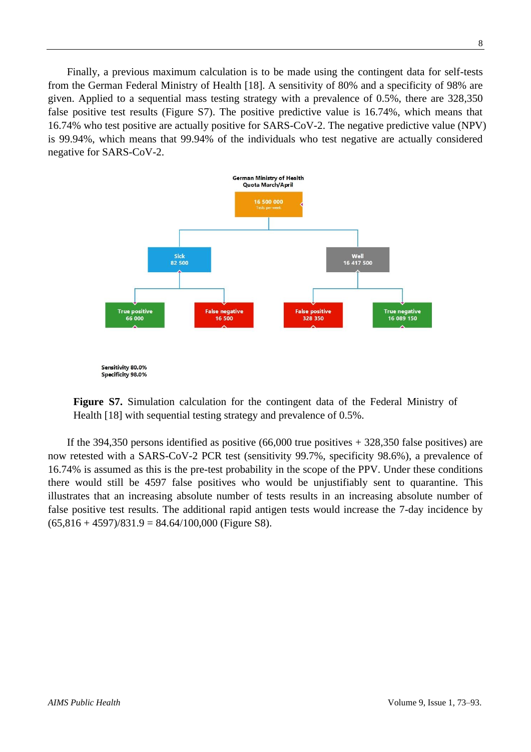Finally, a previous maximum calculation is to be made using the contingent data for self-tests from the German Federal Ministry of Health [18]. A sensitivity of 80% and a specificity of 98% are given. Applied to a sequential mass testing strategy with a prevalence of 0.5%, there are 328,350 false positive test results (Figure S7). The positive predictive value is 16.74%, which means that 16.74% who test positive are actually positive for SARS-CoV-2. The negative predictive value (NPV) is 99.94%, which means that 99.94% of the individuals who test negative are actually considered negative for SARS-CoV-2.

German Ministry of Health
Quota March/April

16 500 000
Tests per week

Sick
82 500

Well
16 417 500

True positive
66 000

False negative
16 500

False positive
328 350

True negative
16 089 150

Sensitivity 80.0%
Specificity 98.0%

**Figure S7.** Simulation calculation for the contingent data of the Federal Ministry of Health [18] with sequential testing strategy and prevalence of 0.5%.

If the 394,350 persons identified as positive (66,000 true positives + 328,350 false positives) are now retested with a SARS-CoV-2 PCR test (sensitivity 99.7%, specificity 98.6%), a prevalence of 16.74% is assumed as this is the pre-test probability in the scope of the PPV. Under these conditions there would still be 4597 false positives who would be unjustifiably sent to quarantine. This illustrates that an increasing absolute number of tests results in an increasing absolute number of false positive test results. The additional rapid antigen tests would increase the 7-day incidence by (65,816 + 4597)/831.9 = 84.64/100,000 (Figure S8).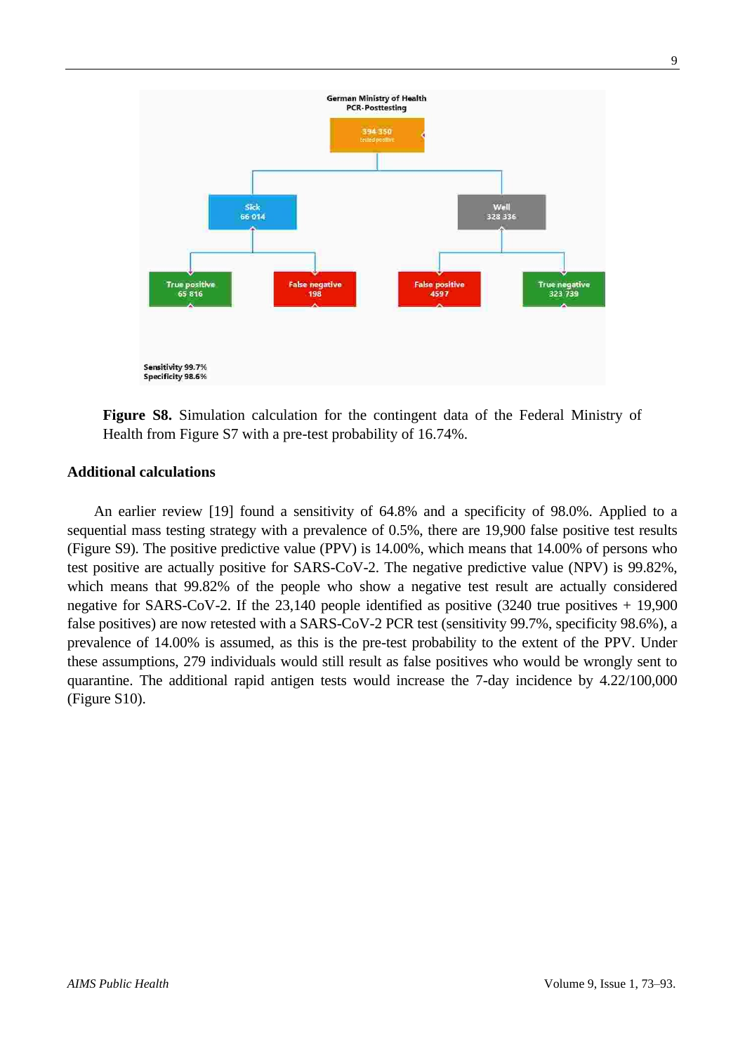German Ministry of Health
PCR-Posttesting

394 350
tested positive

Sick
66 014

Well
328 336

True positive
65 816

False negative
198

False positive
4597

True negative
323 739

Sensitivity 99.7%
Specificity 98.6%

**Figure S8.** Simulation calculation for the contingent data of the Federal Ministry of Health from Figure S7 with a pre-test probability of 16.74%.

**Additional calculations**

An earlier review [19] found a sensitivity of 64.8% and a specificity of 98.0%. Applied to a sequential mass testing strategy with a prevalence of 0.5%, there are 19,900 false positive test results (Figure S9). The positive predictive value (PPV) is 14.00%, which means that 14.00% of persons who test positive are actually positive for SARS-CoV-2. The negative predictive value (NPV) is 99.82%, which means that 99.82% of the people who show a negative test result are actually considered negative for SARS-CoV-2. If the 23,140 people identified as positive (3240 true positives + 19,900 false positives) are now retested with a SARS-CoV-2 PCR test (sensitivity 99.7%, specificity 98.6%), a prevalence of 14.00% is assumed, as this is the pre-test probability to the extent of the PPV. Under these assumptions, 279 individuals would still result as false positives who would be wrongly sent to quarantine. The additional rapid antigen tests would increase the 7-day incidence by 4.22/100,000 (Figure S10).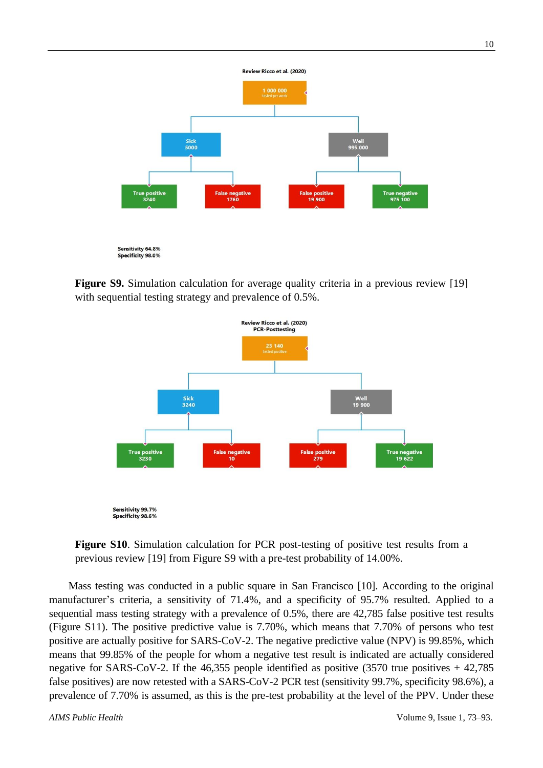Review Ricco et al. (2020)

1 000 000
tested per week

Sick
5000

Well
995 000

True positive
3240

False negative
1760

False positive
19 900

True negative
975 100

Sensitivity 64.8%
Specificity 98.0%

**Figure S9.** Simulation calculation for average quality criteria in a previous review [19] with sequential testing strategy and prevalence of 0.5%.

Review Ricco et al. (2020)
PCR-Posttesting

23 140
tested positive

Sick
3240

Well
19 900

True positive
3230

False negative
10

False positive
279

True negative
19 622

Sensitivity 99.7%
Specificity 98.6%

**Figure S10**. Simulation calculation for PCR post-testing of positive test results from a previous review [19] from Figure S9 with a pre-test probability of 14.00%.

Mass testing was conducted in a public square in San Francisco [10]. According to the original manufacturer's criteria, a sensitivity of 71.4%, and a specificity of 95.7% resulted. Applied to a sequential mass testing strategy with a prevalence of 0.5%, there are 42,785 false positive test results (Figure S11). The positive predictive value is 7.70%, which means that 7.70% of persons who test positive are actually positive for SARS-CoV-2. The negative predictive value (NPV) is 99.85%, which means that 99.85% of the people for whom a negative test result is indicated are actually considered negative for SARS-CoV-2. If the 46,355 people identified as positive (3570 true positives + 42,785 false positives) are now retested with a SARS-CoV-2 PCR test (sensitivity 99.7%, specificity 98.6%), a prevalence of 7.70% is assumed, as this is the pre-test probability at the level of the PPV. Under these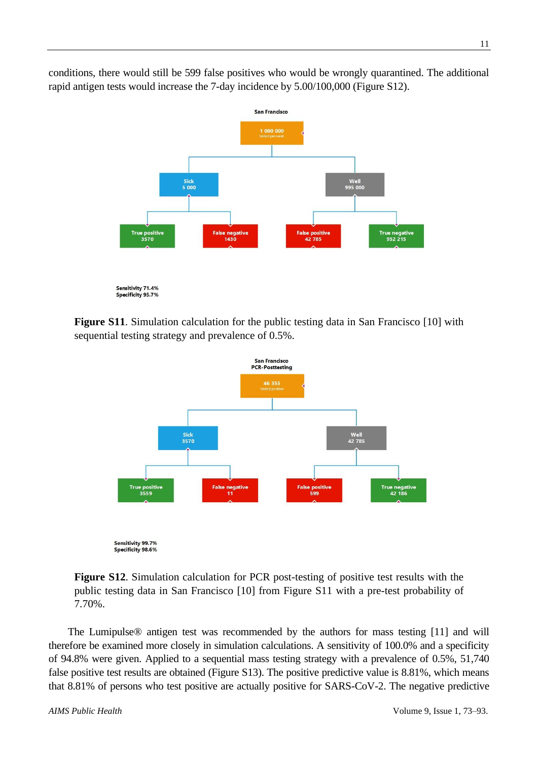conditions, there would still be 599 false positives who would be wrongly quarantined. The additional rapid antigen tests would increase the 7-day incidence by 5.00/100,000 (Figure S12).

**Figure S11**. Simulation calculation for the public testing data in San Francisco [10] with sequential testing strategy and prevalence of 0.5%.

**Figure S12**. Simulation calculation for PCR post-testing of positive test results with the public testing data in San Francisco [10] from Figure S11 with a pre-test probability of 7.70%.

The Lumipulse® antigen test was recommended by the authors for mass testing [11] and will therefore be examined more closely in simulation calculations. A sensitivity of 100.0% and a specificity of 94.8% were given. Applied to a sequential mass testing strategy with a prevalence of 0.5%, 51,740 false positive test results are obtained (Figure S13). The positive predictive value is 8.81%, which means that 8.81% of persons who test positive are actually positive for SARS-CoV-2. The negative predictive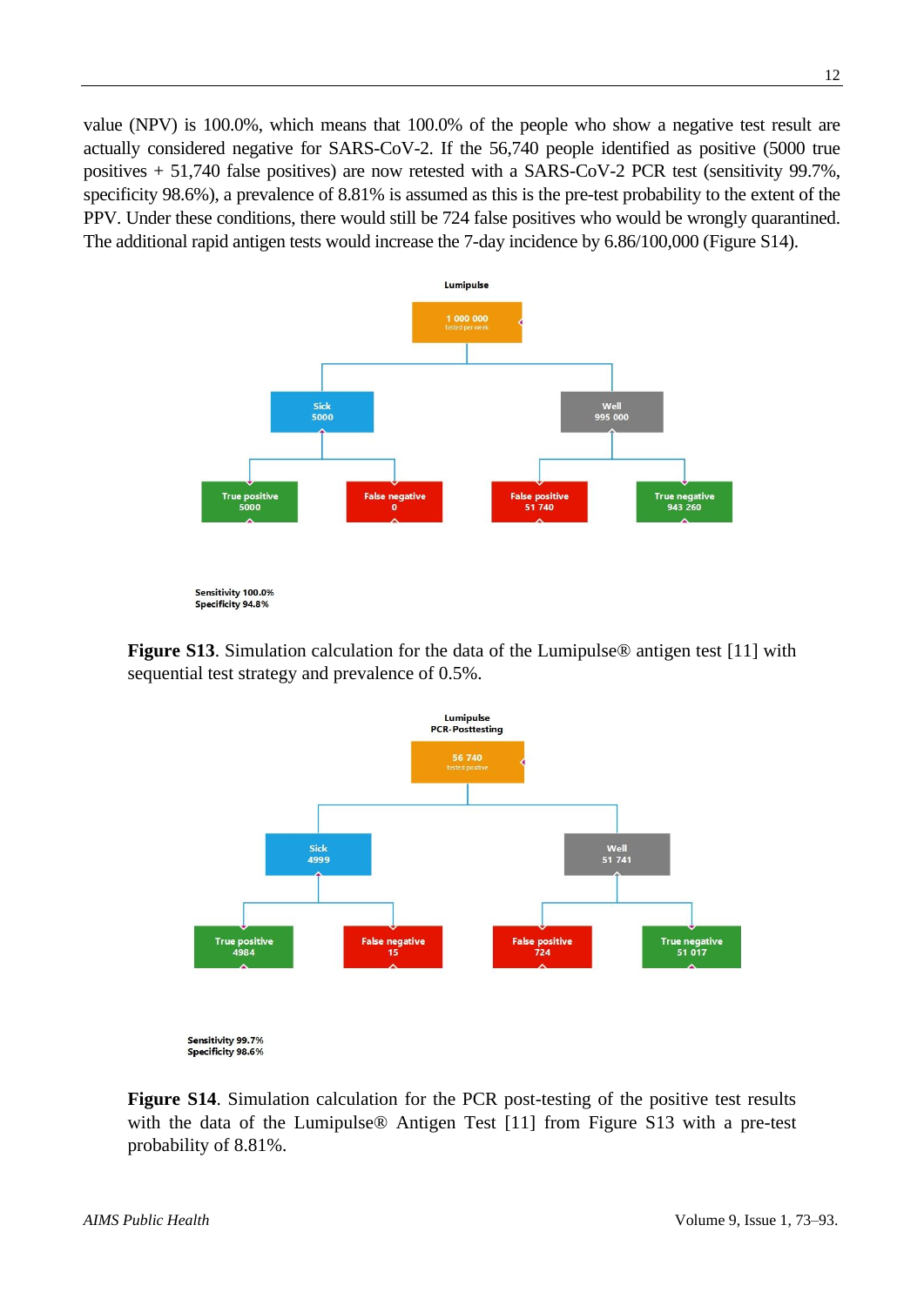value (NPV) is 100.0%, which means that 100.0% of the people who show a negative test result are actually considered negative for SARS-CoV-2. If the 56,740 people identified as positive (5000 true positives + 51,740 false positives) are now retested with a SARS-CoV-2 PCR test (sensitivity 99.7%, specificity 98.6%), a prevalence of 8.81% is assumed as this is the pre-test probability to the extent of the PPV. Under these conditions, there would still be 724 false positives who would be wrongly quarantined. The additional rapid antigen tests would increase the 7-day incidence by 6.86/100,000 (Figure S14).

Lumipulse

1 000 000 tested per week

Sick 5000 | Well 995 000

True positive 5000 | False negative 0 | False positive 51 740 | True negative 943 260

Sensitivity 100.0%
Specificity 94.8%

**Figure S13**. Simulation calculation for the data of the Lumipulse® antigen test [11] with sequential test strategy and prevalence of 0.5%.

Lumipulse PCR-Posttesting

56 740 tested positive

Sick 4999 | Well 51 741

True positive 4984 | False negative 15 | False positive 724 | True negative 51 017

Sensitivity 99.7%
Specificity 98.6%

**Figure S14**. Simulation calculation for the PCR post-testing of the positive test results with the data of the Lumipulse® Antigen Test [11] from Figure S13 with a pre-test probability of 8.81%.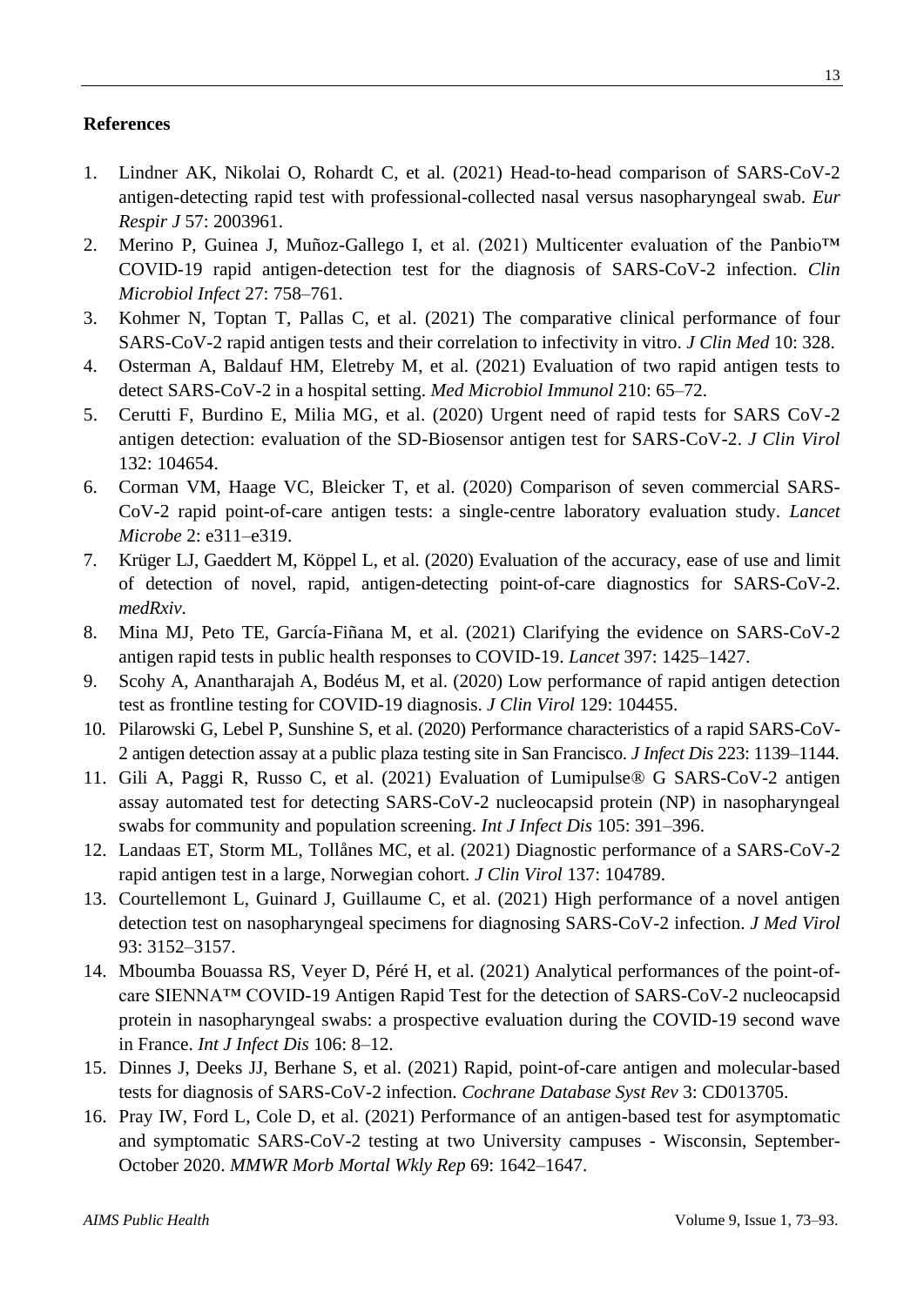**References**

1. Lindner AK, Nikolai O, Rohardt C, et al. (2021) Head-to-head comparison of SARS-CoV-2 antigen-detecting rapid test with professional-collected nasal versus nasopharyngeal swab. *Eur Respir J* 57: 2003961.
2. Merino P, Guinea J, Muñoz-Gallego I, et al. (2021) Multicenter evaluation of the Panbio™ COVID-19 rapid antigen-detection test for the diagnosis of SARS-CoV-2 infection. *Clin Microbiol Infect* 27: 758–761.
3. Kohmer N, Toptan T, Pallas C, et al. (2021) The comparative clinical performance of four SARS-CoV-2 rapid antigen tests and their correlation to infectivity in vitro. *J Clin Med* 10: 328.
4. Osterman A, Baldauf HM, Eletreby M, et al. (2021) Evaluation of two rapid antigen tests to detect SARS-CoV-2 in a hospital setting. *Med Microbiol Immunol* 210: 65–72.
5. Cerutti F, Burdino E, Milia MG, et al. (2020) Urgent need of rapid tests for SARS CoV-2 antigen detection: evaluation of the SD-Biosensor antigen test for SARS-CoV-2. *J Clin Virol* 132: 104654.
6. Corman VM, Haage VC, Bleicker T, et al. (2020) Comparison of seven commercial SARS-CoV-2 rapid point-of-care antigen tests: a single-centre laboratory evaluation study. *Lancet Microbe* 2: e311–e319.
7. Krüger LJ, Gaeddert M, Köppel L, et al. (2020) Evaluation of the accuracy, ease of use and limit of detection of novel, rapid, antigen-detecting point-of-care diagnostics for SARS-CoV-2. *medRxiv*.
8. Mina MJ, Peto TE, García-Fiñana M, et al. (2021) Clarifying the evidence on SARS-CoV-2 antigen rapid tests in public health responses to COVID-19. *Lancet* 397: 1425–1427.
9. Scohy A, Anantharajah A, Bodéus M, et al. (2020) Low performance of rapid antigen detection test as frontline testing for COVID-19 diagnosis. *J Clin Virol* 129: 104455.
10. Pilarowski G, Lebel P, Sunshine S, et al. (2020) Performance characteristics of a rapid SARS-CoV-2 antigen detection assay at a public plaza testing site in San Francisco. *J Infect Dis* 223: 1139–1144.
11. Gili A, Paggi R, Russo C, et al. (2021) Evaluation of Lumipulse® G SARS-CoV-2 antigen assay automated test for detecting SARS-CoV-2 nucleocapsid protein (NP) in nasopharyngeal swabs for community and population screening. *Int J Infect Dis* 105: 391–396.
12. Landaas ET, Storm ML, Tollånes MC, et al. (2021) Diagnostic performance of a SARS-CoV-2 rapid antigen test in a large, Norwegian cohort. *J Clin Virol* 137: 104789.
13. Courtellemont L, Guinard J, Guillaume C, et al. (2021) High performance of a novel antigen detection test on nasopharyngeal specimens for diagnosing SARS-CoV-2 infection. *J Med Virol* 93: 3152–3157.
14. Mboumba Bouassa RS, Veyer D, Péré H, et al. (2021) Analytical performances of the point-of-care SIENNA™ COVID-19 Antigen Rapid Test for the detection of SARS-CoV-2 nucleocapsid protein in nasopharyngeal swabs: a prospective evaluation during the COVID-19 second wave in France. *Int J Infect Dis* 106: 8–12.
15. Dinnes J, Deeks JJ, Berhane S, et al. (2021) Rapid, point-of-care antigen and molecular-based tests for diagnosis of SARS-CoV-2 infection. *Cochrane Database Syst Rev* 3: CD013705.
16. Pray IW, Ford L, Cole D, et al. (2021) Performance of an antigen-based test for asymptomatic and symptomatic SARS-CoV-2 testing at two University campuses - Wisconsin, September-October 2020. *MMWR Morb Mortal Wkly Rep* 69: 1642–1647.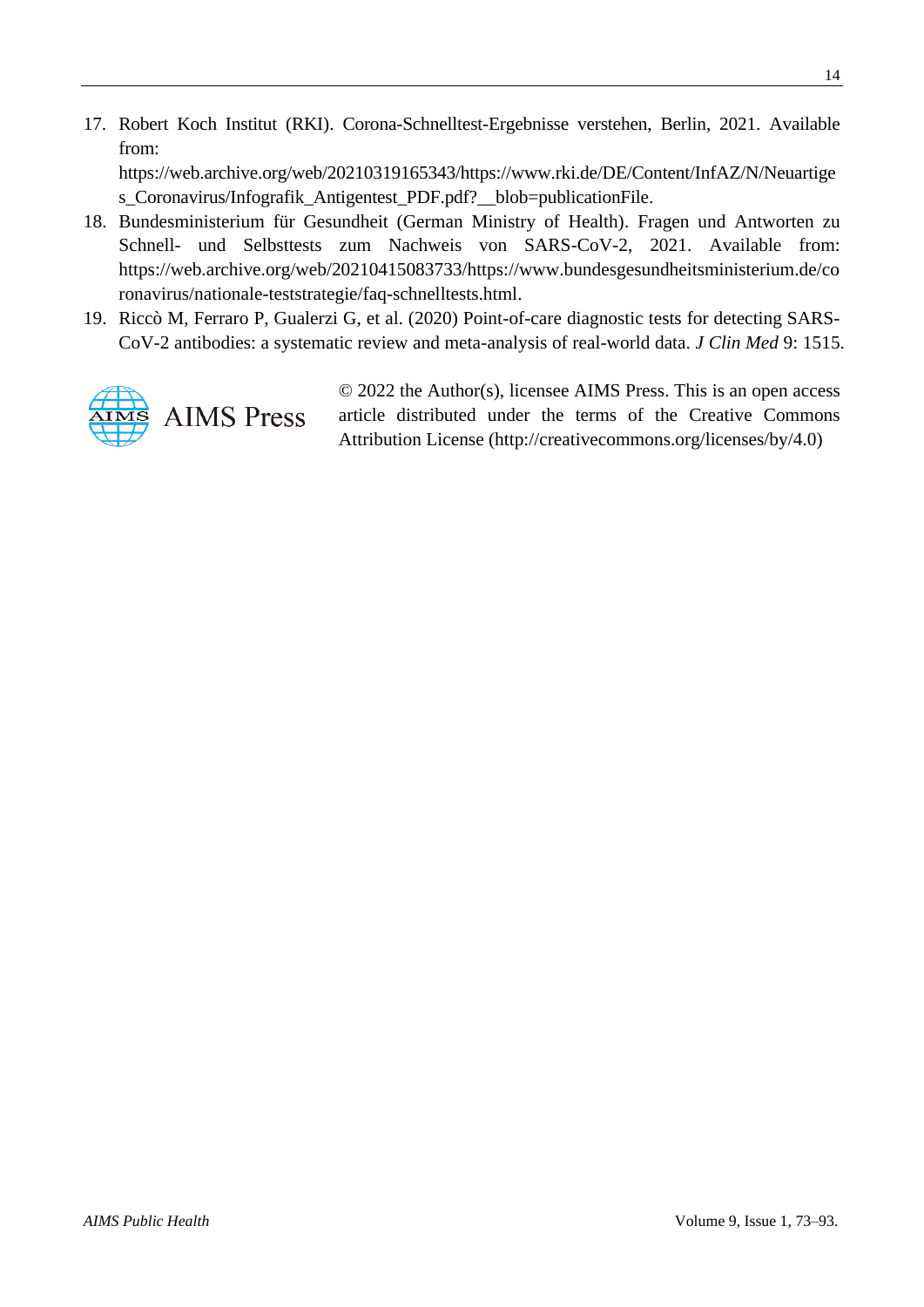17. Robert Koch Institut (RKI). Corona-Schnelltest-Ergebnisse verstehen, Berlin, 2021. Available from: https://web.archive.org/web/20210319165343/https://www.rki.de/DE/Content/InfAZ/N/Neuartiges_Coronavirus/Infografik_Antigentest_PDF.pdf?__blob=publicationFile.
18. Bundesministerium für Gesundheit (German Ministry of Health). Fragen und Antworten zu Schnell- und Selbsttests zum Nachweis von SARS-CoV-2, 2021. Available from: https://web.archive.org/web/20210415083733/https://www.bundesgesundheitsministerium.de/coronavirus/nationale-teststrategie/faq-schnelltests.html.
19. Riccò M, Ferraro P, Gualerzi G, et al. (2020) Point-of-care diagnostic tests for detecting SARS-CoV-2 antibodies: a systematic review and meta-analysis of real-world data. *J Clin Med* 9: 1515.

AIMS Press

© 2022 the Author(s), licensee AIMS Press. This is an open access article distributed under the terms of the Creative Commons Attribution License (http://creativecommons.org/licenses/by/4.0)